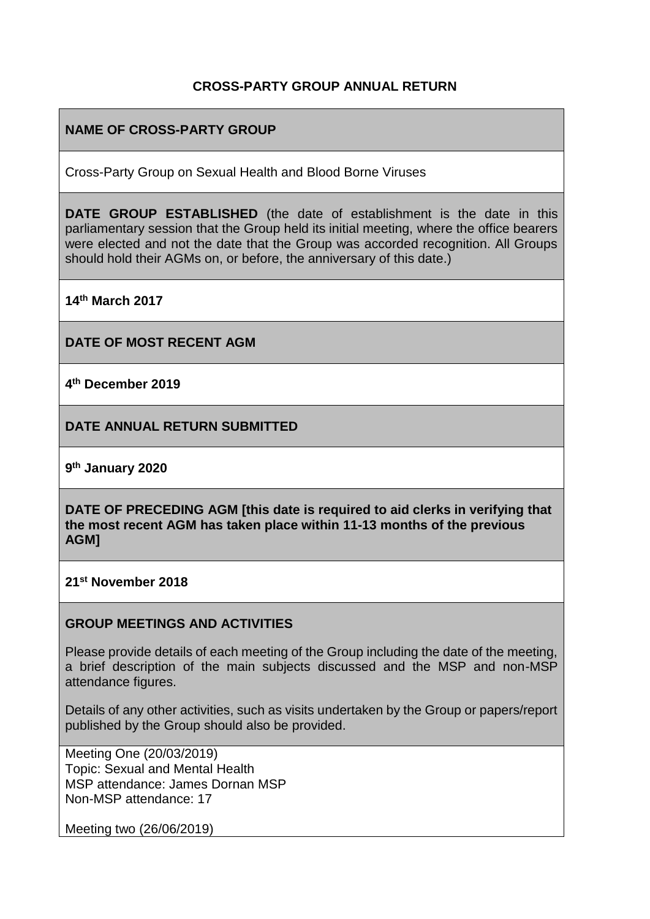# CROSS-PARTY GROUP ANNUAL RETURN

**NAME OF CROSS-PARTY GROUP**

Cross-Party Group on Sexual Health and Blood Borne Viruses

**DATE GROUP ESTABLISHED** (the date of establishment is the date in this parliamentary session that the Group held its initial meeting, where the office bearers were elected and not the date that the Group was accorded recognition. All Groups should hold their AGMs on, or before, the anniversary of this date.)

**14th March 2017**

**DATE OF MOST RECENT AGM**

**4th December 2019**

**DATE ANNUAL RETURN SUBMITTED**

**9th January 2020**

**DATE OF PRECEDING AGM [this date is required to aid clerks in verifying that the most recent AGM has taken place within 11-13 months of the previous AGM]**

**21st November 2018**

**GROUP MEETINGS AND ACTIVITIES**

Please provide details of each meeting of the Group including the date of the meeting, a brief description of the main subjects discussed and the MSP and non-MSP attendance figures.

Details of any other activities, such as visits undertaken by the Group or papers/report published by the Group should also be provided.

Meeting One (20/03/2019)
Topic: Sexual and Mental Health
MSP attendance: James Dornan MSP
Non-MSP attendance: 17

Meeting two (26/06/2019)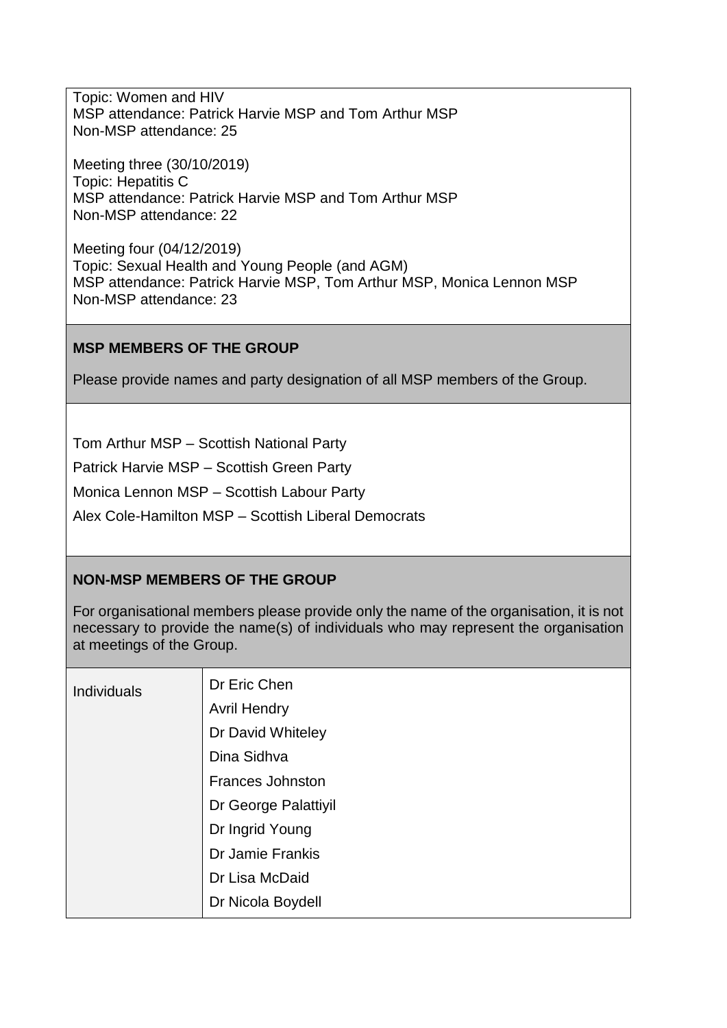Topic: Women and HIV
MSP attendance: Patrick Harvie MSP and Tom Arthur MSP
Non-MSP attendance: 25

Meeting three (30/10/2019)
Topic: Hepatitis C
MSP attendance: Patrick Harvie MSP and Tom Arthur MSP
Non-MSP attendance: 22

Meeting four (04/12/2019)
Topic: Sexual Health and Young People (and AGM)
MSP attendance: Patrick Harvie MSP, Tom Arthur MSP, Monica Lennon MSP
Non-MSP attendance: 23

**MSP MEMBERS OF THE GROUP**

Please provide names and party designation of all MSP members of the Group.

Tom Arthur MSP – Scottish National Party

Patrick Harvie MSP – Scottish Green Party

Monica Lennon MSP – Scottish Labour Party

Alex Cole-Hamilton MSP – Scottish Liberal Democrats

**NON-MSP MEMBERS OF THE GROUP**

For organisational members please provide only the name of the organisation, it is not necessary to provide the name(s) of individuals who may represent the organisation at meetings of the Group.

| Individuals | Dr Eric Chen<br>Avril Hendry<br>Dr David Whiteley<br>Dina Sidhva<br>Frances Johnston<br>Dr George Palattiyil<br>Dr Ingrid Young<br>Dr Jamie Frankis<br>Dr Lisa McDaid<br>Dr Nicola Boydell |
|---|---|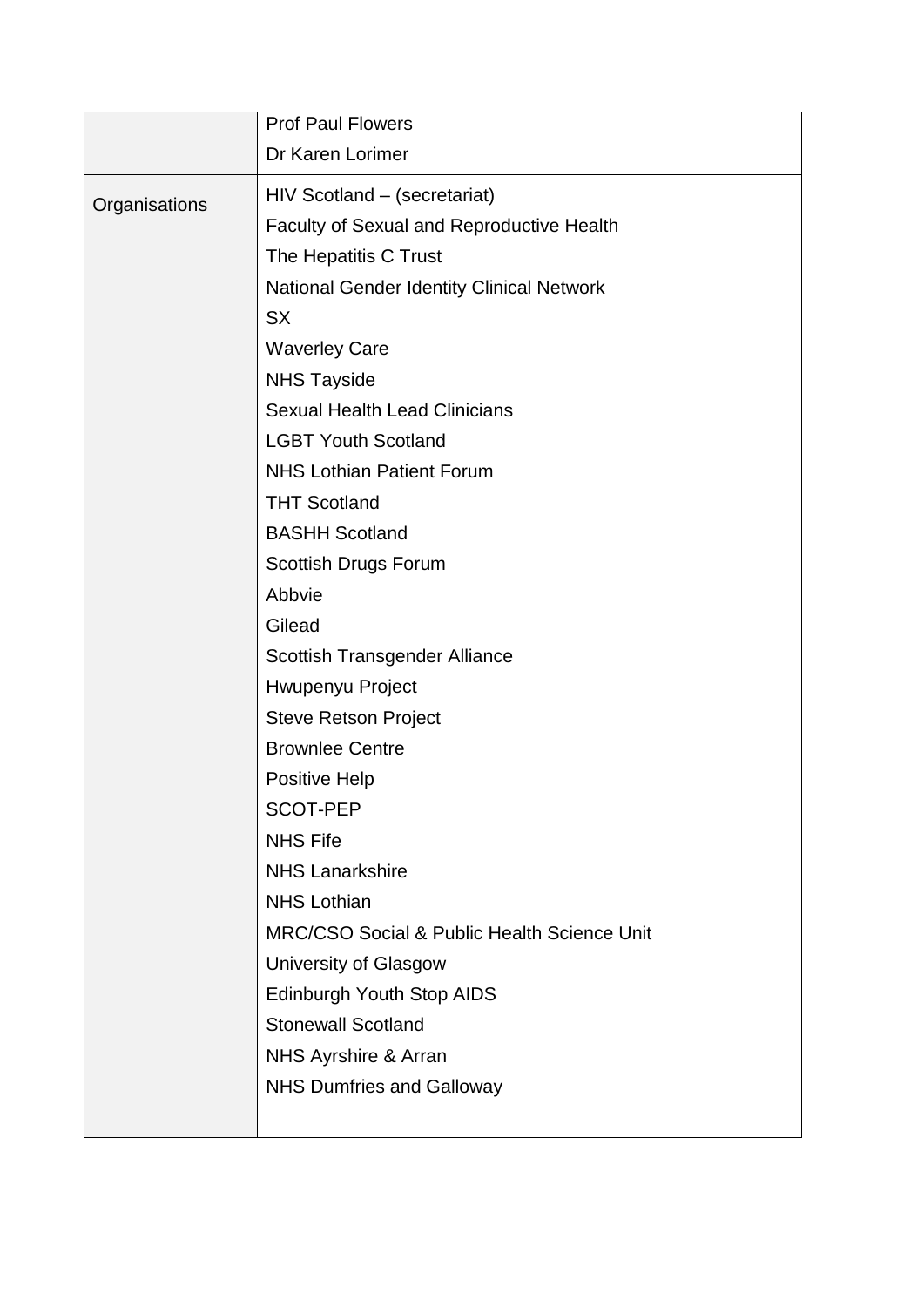| | |
|---|---|
| | Prof Paul Flowers<br>Dr Karen Lorimer |
| Organisations | HIV Scotland – (secretariat)<br>Faculty of Sexual and Reproductive Health<br>The Hepatitis C Trust<br>National Gender Identity Clinical Network<br>SX<br>Waverley Care<br>NHS Tayside<br>Sexual Health Lead Clinicians<br>LGBT Youth Scotland<br>NHS Lothian Patient Forum<br>THT Scotland<br>BASHH Scotland<br>Scottish Drugs Forum<br>Abbvie<br>Gilead<br>Scottish Transgender Alliance<br>Hwupenyu Project<br>Steve Retson Project<br>Brownlee Centre<br>Positive Help<br>SCOT-PEP<br>NHS Fife<br>NHS Lanarkshire<br>NHS Lothian<br>MRC/CSO Social & Public Health Science Unit<br>University of Glasgow<br>Edinburgh Youth Stop AIDS<br>Stonewall Scotland<br>NHS Ayrshire & Arran<br>NHS Dumfries and Galloway |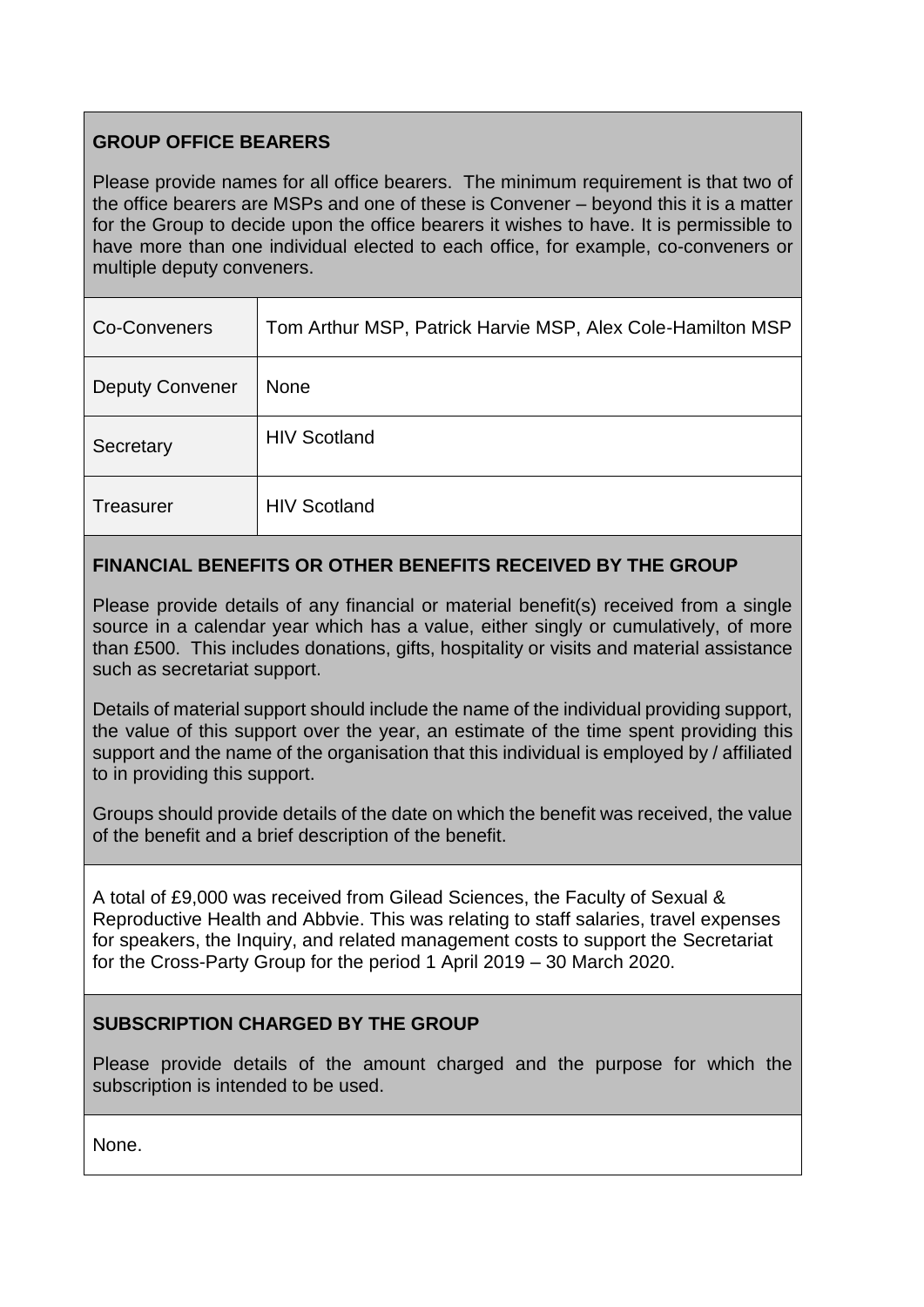## GROUP OFFICE BEARERS

Please provide names for all office bearers. The minimum requirement is that two of the office bearers are MSPs and one of these is Convener – beyond this it is a matter for the Group to decide upon the office bearers it wishes to have. It is permissible to have more than one individual elected to each office, for example, co-conveners or multiple deputy conveners.

| | |
|---|---|
| Co-Conveners | Tom Arthur MSP, Patrick Harvie MSP, Alex Cole-Hamilton MSP |
| Deputy Convener | None |
| Secretary | HIV Scotland |
| Treasurer | HIV Scotland |

## FINANCIAL BENEFITS OR OTHER BENEFITS RECEIVED BY THE GROUP

Please provide details of any financial or material benefit(s) received from a single source in a calendar year which has a value, either singly or cumulatively, of more than £500. This includes donations, gifts, hospitality or visits and material assistance such as secretariat support.

Details of material support should include the name of the individual providing support, the value of this support over the year, an estimate of the time spent providing this support and the name of the organisation that this individual is employed by / affiliated to in providing this support.

Groups should provide details of the date on which the benefit was received, the value of the benefit and a brief description of the benefit.

A total of £9,000 was received from Gilead Sciences, the Faculty of Sexual & Reproductive Health and Abbvie. This was relating to staff salaries, travel expenses for speakers, the Inquiry, and related management costs to support the Secretariat for the Cross-Party Group for the period 1 April 2019 – 30 March 2020.

## SUBSCRIPTION CHARGED BY THE GROUP

Please provide details of the amount charged and the purpose for which the subscription is intended to be used.

None.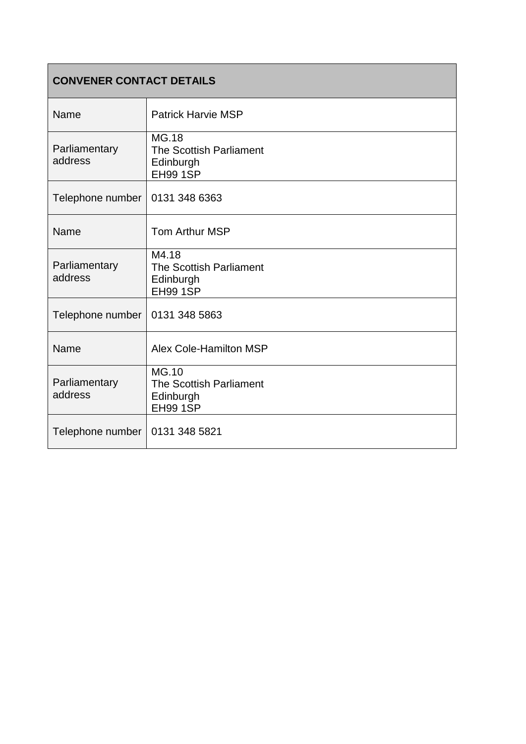| CONVENER CONTACT DETAILS | |
|---|---|
| Name | Patrick Harvie MSP |
| Parliamentary address | MG.18<br>The Scottish Parliament<br>Edinburgh<br>EH99 1SP |
| Telephone number | 0131 348 6363 |
| Name | Tom Arthur MSP |
| Parliamentary address | M4.18<br>The Scottish Parliament<br>Edinburgh<br>EH99 1SP |
| Telephone number | 0131 348 5863 |
| Name | Alex Cole-Hamilton MSP |
| Parliamentary address | MG.10<br>The Scottish Parliament<br>Edinburgh<br>EH99 1SP |
| Telephone number | 0131 348 5821 |